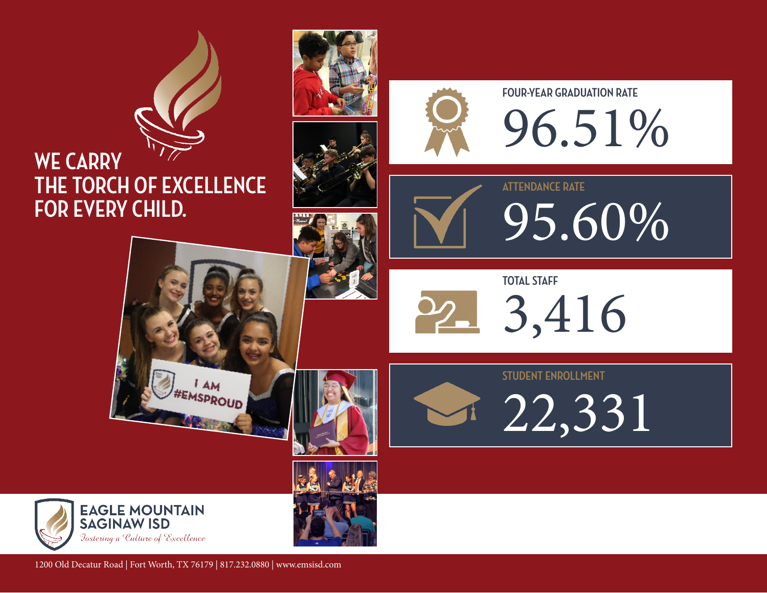# WE CARRY THE TORCH OF EXCELLENCE FOR EVERY CHILD.

I AM #EMSPROUD

**FOUR-YEAR GRADUATION RATE**
96.51%

**ATTENDANCE RATE**
95.60%

**TOTAL STAFF**
3,416

**STUDENT ENROLLMENT**
22,331

**EAGLE MOUNTAIN SAGINAW ISD**
*Fostering a Culture of Excellence*

1200 Old Decatur Road | Fort Worth, TX 76179 | 817.232.0880 | www.emsisd.com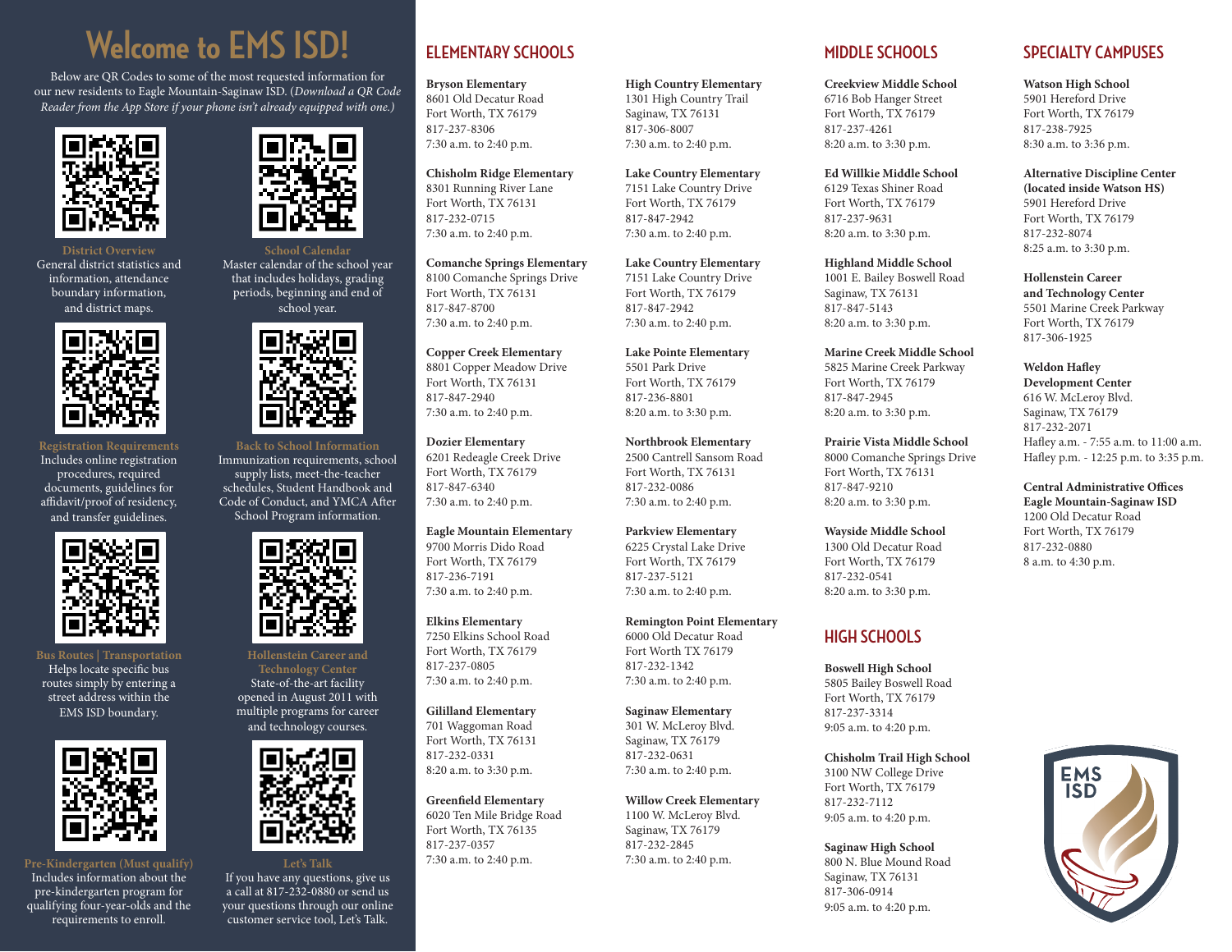# Welcome to EMS ISD!

Below are QR Codes to some of the most requested information for our new residents to Eagle Mountain-Saginaw ISD. (*Download a QR Code Reader from the App Store if your phone isn't already equipped with one.)*

**District Overview**
General district statistics and information, attendance boundary information, and district maps.

**School Calendar**
Master calendar of the school year that includes holidays, grading periods, beginning and end of school year.

**Registration Requirements**
Includes online registration procedures, required documents, guidelines for affidavit/proof of residency, and transfer guidelines.

**Back to School Information**
Immunization requirements, school supply lists, meet-the-teacher schedules, Student Handbook and Code of Conduct, and YMCA After School Program information.

**Bus Routes | Transportation**
Helps locate specific bus routes simply by entering a street address within the EMS ISD boundary.

**Hollenstein Career and Technology Center**
State-of-the-art facility opened in August 2011 with multiple programs for career and technology courses.

**Pre-Kindergarten (Must qualify)**
Includes information about the pre-kindergarten program for qualifying four-year-olds and the requirements to enroll.

**Let's Talk**
If you have any questions, give us a call at 817-232-0880 or send us your questions through our online customer service tool, Let's Talk.

## ELEMENTARY SCHOOLS

**Bryson Elementary**
8601 Old Decatur Road
Fort Worth, TX 76179
817-237-8306
7:30 a.m. to 2:40 p.m.

**Chisholm Ridge Elementary**
8301 Running River Lane
Fort Worth, TX 76131
817-232-0715
7:30 a.m. to 2:40 p.m.

**Comanche Springs Elementary**
8100 Comanche Springs Drive
Fort Worth, TX 76131
817-847-8700
7:30 a.m. to 2:40 p.m.

**Copper Creek Elementary**
8801 Copper Meadow Drive
Fort Worth, TX 76131
817-847-2940
7:30 a.m. to 2:40 p.m.

**Dozier Elementary**
6201 Redeagle Creek Drive
Fort Worth, TX 76179
817-847-6340
7:30 a.m. to 2:40 p.m.

**Eagle Mountain Elementary**
9700 Morris Dido Road
Fort Worth, TX 76179
817-236-7191
7:30 a.m. to 2:40 p.m.

**Elkins Elementary**
7250 Elkins School Road
Fort Worth, TX 76179
817-237-0805
7:30 a.m. to 2:40 p.m.

**Gililland Elementary**
701 Waggoman Road
Fort Worth, TX 76131
817-232-0331
8:20 a.m. to 3:30 p.m.

**Greenfield Elementary**
6020 Ten Mile Bridge Road
Fort Worth, TX 76135
817-237-0357
7:30 a.m. to 2:40 p.m.

**High Country Elementary**
1301 High Country Trail
Saginaw, TX 76131
817-306-8007
7:30 a.m. to 2:40 p.m.

**Lake Country Elementary**
7151 Lake Country Drive
Fort Worth, TX 76179
817-847-2942
7:30 a.m. to 2:40 p.m.

**Lake Country Elementary**
7151 Lake Country Drive
Fort Worth, TX 76179
817-847-2942
7:30 a.m. to 2:40 p.m.

**Lake Pointe Elementary**
5501 Park Drive
Fort Worth, TX 76179
817-236-8801
8:20 a.m. to 3:30 p.m.

**Northbrook Elementary**
2500 Cantrell Sansom Road
Fort Worth, TX 76131
817-232-0086
7:30 a.m. to 2:40 p.m.

**Parkview Elementary**
6225 Crystal Lake Drive
Fort Worth, TX 76179
817-237-5121
7:30 a.m. to 2:40 p.m.

**Remington Point Elementary**
6000 Old Decatur Road
Fort Worth TX 76179
817-232-1342
7:30 a.m. to 2:40 p.m.

**Saginaw Elementary**
301 W. McLeroy Blvd.
Saginaw, TX 76179
817-232-0631
7:30 a.m. to 2:40 p.m.

**Willow Creek Elementary**
1100 W. McLeroy Blvd.
Saginaw, TX 76179
817-232-2845
7:30 a.m. to 2:40 p.m.

## MIDDLE SCHOOLS

**Creekview Middle School**
6716 Bob Hanger Street
Fort Worth, TX 76179
817-237-4261
8:20 a.m. to 3:30 p.m.

**Ed Willkie Middle School**
6129 Texas Shiner Road
Fort Worth, TX 76179
817-237-9631
8:20 a.m. to 3:30 p.m.

**Highland Middle School**
1001 E. Bailey Boswell Road
Saginaw, TX 76131
817-847-5143
8:20 a.m. to 3:30 p.m.

**Marine Creek Middle School**
5825 Marine Creek Parkway
Fort Worth, TX 76179
817-847-2945
8:20 a.m. to 3:30 p.m.

**Prairie Vista Middle School**
8000 Comanche Springs Drive
Fort Worth, TX 76131
817-847-9210
8:20 a.m. to 3:30 p.m.

**Wayside Middle School**
1300 Old Decatur Road
Fort Worth, TX 76179
817-232-0541
8:20 a.m. to 3:30 p.m.

## HIGH SCHOOLS

**Boswell High School**
5805 Bailey Boswell Road
Fort Worth, TX 76179
817-237-3314
9:05 a.m. to 4:20 p.m.

**Chisholm Trail High School**
3100 NW College Drive
Fort Worth, TX 76179
817-232-7112
9:05 a.m. to 4:20 p.m.

**Saginaw High School**
800 N. Blue Mound Road
Saginaw, TX 76131
817-306-0914
9:05 a.m. to 4:20 p.m.

## SPECIALTY CAMPUSES

**Watson High School**
5901 Hereford Drive
Fort Worth, TX 76179
817-238-7925
8:30 a.m. to 3:36 p.m.

**Alternative Discipline Center (located inside Watson HS)**
5901 Hereford Drive
Fort Worth, TX 76179
817-232-8074
8:25 a.m. to 3:30 p.m.

**Hollenstein Career and Technology Center**
5501 Marine Creek Parkway
Fort Worth, TX 76179
817-306-1925

**Weldon Hafley Development Center**
616 W. McLeroy Blvd.
Saginaw, TX 76179
817-232-2071
Hafley a.m. - 7:55 a.m. to 11:00 a.m.
Hafley p.m. - 12:25 p.m. to 3:35 p.m.

**Central Administrative Offices Eagle Mountain-Saginaw ISD**
1200 Old Decatur Road
Fort Worth, TX 76179
817-232-0880
8 a.m. to 4:30 p.m.

EMS ISD